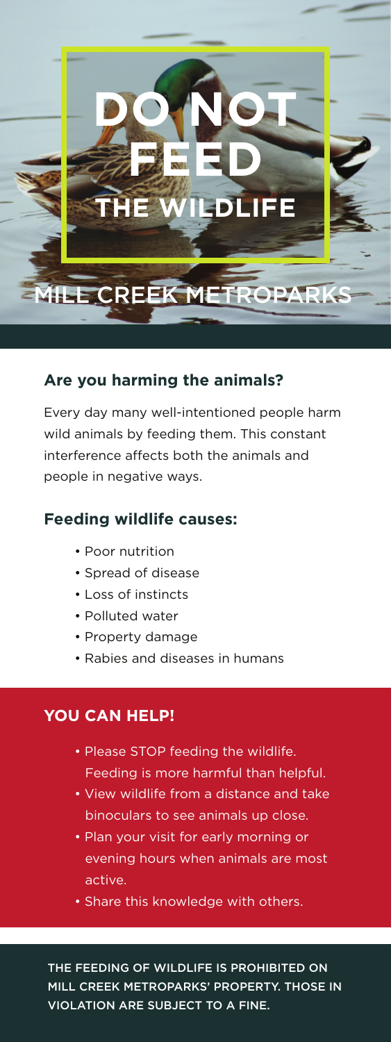# DO NOT FEED THE WILDLIFE

## MILL CREEK METROPARKS

### Are you harming the animals?

Every day many well-intentioned people harm wild animals by feeding them. This constant interference affects both the animals and people in negative ways.

### Feeding wildlife causes:

- Poor nutrition
- Spread of disease
- Loss of instincts
- Polluted water
- Property damage
- Rabies and diseases in humans

### YOU CAN HELP!

- Please STOP feeding the wildlife. Feeding is more harmful than helpful.
- View wildlife from a distance and take binoculars to see animals up close.
- Plan your visit for early morning or evening hours when animals are most active.
- Share this knowledge with others.

THE FEEDING OF WILDLIFE IS PROHIBITED ON MILL CREEK METROPARKS' PROPERTY. THOSE IN VIOLATION ARE SUBJECT TO A FINE.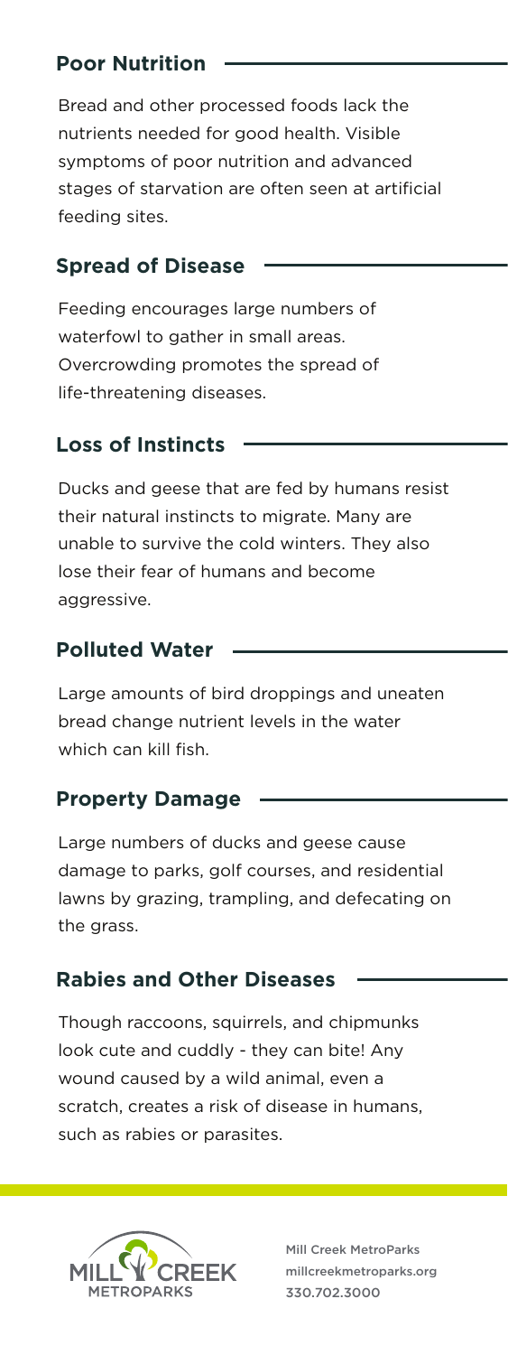## Poor Nutrition

Bread and other processed foods lack the nutrients needed for good health. Visible symptoms of poor nutrition and advanced stages of starvation are often seen at artificial feeding sites.

## Spread of Disease

Feeding encourages large numbers of waterfowl to gather in small areas. Overcrowding promotes the spread of life-threatening diseases.

## Loss of Instincts

Ducks and geese that are fed by humans resist their natural instincts to migrate. Many are unable to survive the cold winters. They also lose their fear of humans and become aggressive.

## Polluted Water

Large amounts of bird droppings and uneaten bread change nutrient levels in the water which can kill fish.

## Property Damage

Large numbers of ducks and geese cause damage to parks, golf courses, and residential lawns by grazing, trampling, and defecating on the grass.

## Rabies and Other Diseases

Though raccoons, squirrels, and chipmunks look cute and cuddly - they can bite! Any wound caused by a wild animal, even a scratch, creates a risk of disease in humans, such as rabies or parasites.

MILL CREEK METROPARKS

Mill Creek MetroParks
millcreekmetroparks.org
330.702.3000